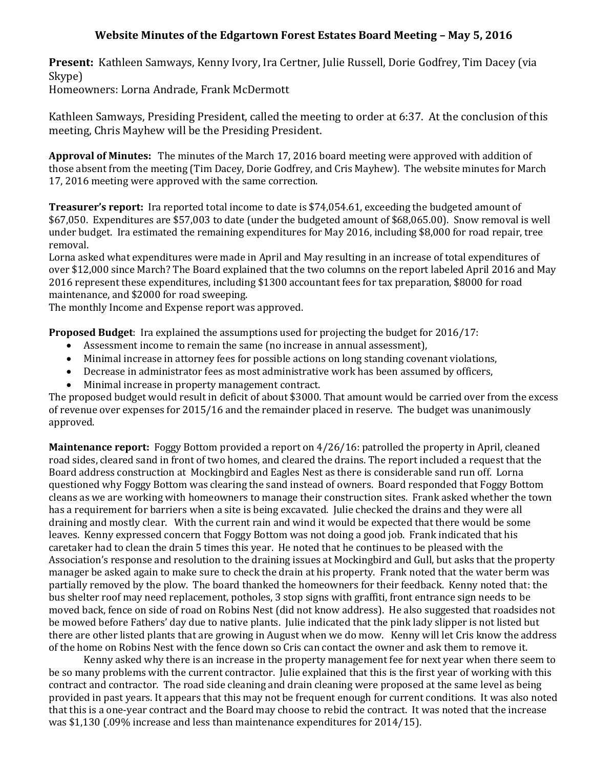# Website Minutes of the Edgartown Forest Estates Board Meeting – May 5, 2016

**Present:** Kathleen Samways, Kenny Ivory, Ira Certner, Julie Russell, Dorie Godfrey, Tim Dacey (via Skype)
Homeowners: Lorna Andrade, Frank McDermott

Kathleen Samways, Presiding President, called the meeting to order at 6:37. At the conclusion of this meeting, Chris Mayhew will be the Presiding President.

**Approval of Minutes:** The minutes of the March 17, 2016 board meeting were approved with addition of those absent from the meeting (Tim Dacey, Dorie Godfrey, and Cris Mayhew). The website minutes for March 17, 2016 meeting were approved with the same correction.

**Treasurer's report:** Ira reported total income to date is $74,054.61, exceeding the budgeted amount of $67,050. Expenditures are $57,003 to date (under the budgeted amount of $68,065.00). Snow removal is well under budget. Ira estimated the remaining expenditures for May 2016, including $8,000 for road repair, tree removal.
Lorna asked what expenditures were made in April and May resulting in an increase of total expenditures of over $12,000 since March? The Board explained that the two columns on the report labeled April 2016 and May 2016 represent these expenditures, including $1300 accountant fees for tax preparation, $8000 for road maintenance, and $2000 for road sweeping.
The monthly Income and Expense report was approved.

**Proposed Budget**: Ira explained the assumptions used for projecting the budget for 2016/17:

- Assessment income to remain the same (no increase in annual assessment),
- Minimal increase in attorney fees for possible actions on long standing covenant violations,
- Decrease in administrator fees as most administrative work has been assumed by officers,
- Minimal increase in property management contract.

The proposed budget would result in deficit of about $3000. That amount would be carried over from the excess of revenue over expenses for 2015/16 and the remainder placed in reserve. The budget was unanimously approved.

**Maintenance report:** Foggy Bottom provided a report on 4/26/16: patrolled the property in April, cleaned road sides, cleared sand in front of two homes, and cleared the drains. The report included a request that the Board address construction at Mockingbird and Eagles Nest as there is considerable sand run off. Lorna questioned why Foggy Bottom was clearing the sand instead of owners. Board responded that Foggy Bottom cleans as we are working with homeowners to manage their construction sites. Frank asked whether the town has a requirement for barriers when a site is being excavated. Julie checked the drains and they were all draining and mostly clear. With the current rain and wind it would be expected that there would be some leaves. Kenny expressed concern that Foggy Bottom was not doing a good job. Frank indicated that his caretaker had to clean the drain 5 times this year. He noted that he continues to be pleased with the Association's response and resolution to the draining issues at Mockingbird and Gull, but asks that the property manager be asked again to make sure to check the drain at his property. Frank noted that the water berm was partially removed by the plow. The board thanked the homeowners for their feedback. Kenny noted that: the bus shelter roof may need replacement, potholes, 3 stop signs with graffiti, front entrance sign needs to be moved back, fence on side of road on Robins Nest (did not know address). He also suggested that roadsides not be mowed before Fathers' day due to native plants. Julie indicated that the pink lady slipper is not listed but there are other listed plants that are growing in August when we do mow. Kenny will let Cris know the address of the home on Robins Nest with the fence down so Cris can contact the owner and ask them to remove it.

Kenny asked why there is an increase in the property management fee for next year when there seem to be so many problems with the current contractor. Julie explained that this is the first year of working with this contract and contractor. The road side cleaning and drain cleaning were proposed at the same level as being provided in past years. It appears that this may not be frequent enough for current conditions. It was also noted that this is a one-year contract and the Board may choose to rebid the contract. It was noted that the increase was $1,130 (.09% increase and less than maintenance expenditures for 2014/15).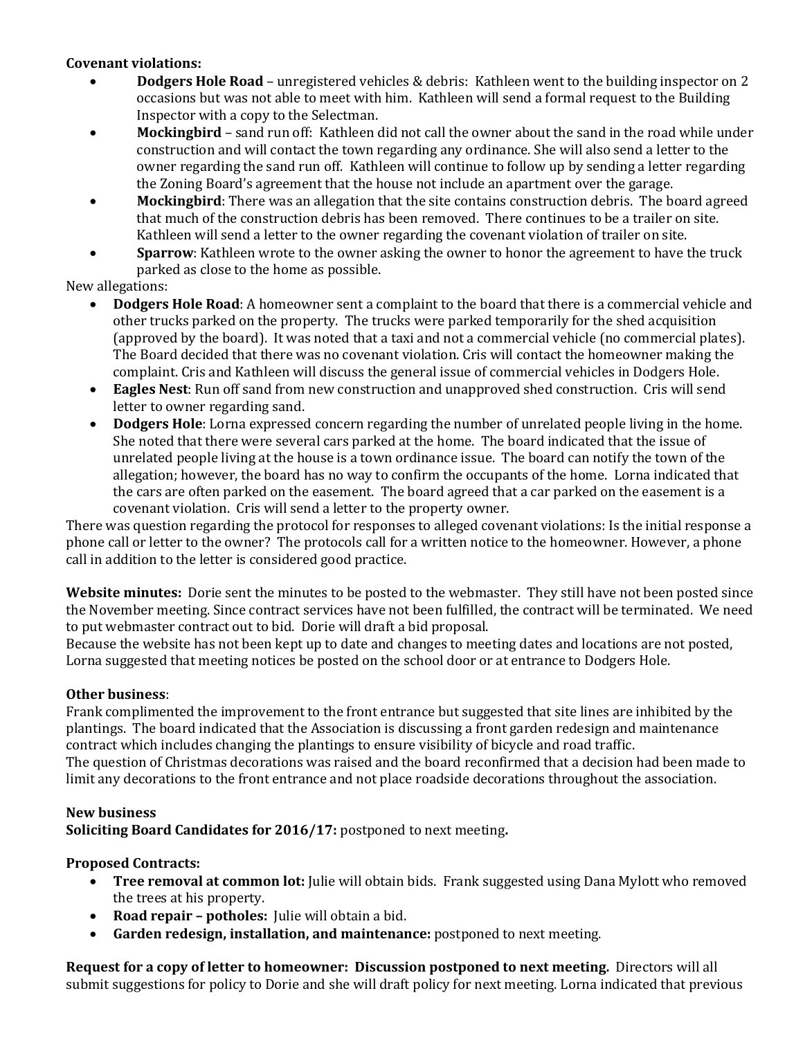**Covenant violations:**

- **Dodgers Hole Road** – unregistered vehicles & debris: Kathleen went to the building inspector on 2 occasions but was not able to meet with him. Kathleen will send a formal request to the Building Inspector with a copy to the Selectman.
- **Mockingbird** – sand run off: Kathleen did not call the owner about the sand in the road while under construction and will contact the town regarding any ordinance. She will also send a letter to the owner regarding the sand run off. Kathleen will continue to follow up by sending a letter regarding the Zoning Board's agreement that the house not include an apartment over the garage.
- **Mockingbird**: There was an allegation that the site contains construction debris. The board agreed that much of the construction debris has been removed. There continues to be a trailer on site. Kathleen will send a letter to the owner regarding the covenant violation of trailer on site.
- **Sparrow**: Kathleen wrote to the owner asking the owner to honor the agreement to have the truck parked as close to the home as possible.

New allegations:

- **Dodgers Hole Road**: A homeowner sent a complaint to the board that there is a commercial vehicle and other trucks parked on the property. The trucks were parked temporarily for the shed acquisition (approved by the board). It was noted that a taxi and not a commercial vehicle (no commercial plates). The Board decided that there was no covenant violation. Cris will contact the homeowner making the complaint. Cris and Kathleen will discuss the general issue of commercial vehicles in Dodgers Hole.
- **Eagles Nest**: Run off sand from new construction and unapproved shed construction. Cris will send letter to owner regarding sand.
- **Dodgers Hole**: Lorna expressed concern regarding the number of unrelated people living in the home. She noted that there were several cars parked at the home. The board indicated that the issue of unrelated people living at the house is a town ordinance issue. The board can notify the town of the allegation; however, the board has no way to confirm the occupants of the home. Lorna indicated that the cars are often parked on the easement. The board agreed that a car parked on the easement is a covenant violation. Cris will send a letter to the property owner.

There was question regarding the protocol for responses to alleged covenant violations: Is the initial response a phone call or letter to the owner? The protocols call for a written notice to the homeowner. However, a phone call in addition to the letter is considered good practice.

**Website minutes:** Dorie sent the minutes to be posted to the webmaster. They still have not been posted since the November meeting. Since contract services have not been fulfilled, the contract will be terminated. We need to put webmaster contract out to bid. Dorie will draft a bid proposal.
Because the website has not been kept up to date and changes to meeting dates and locations are not posted, Lorna suggested that meeting notices be posted on the school door or at entrance to Dodgers Hole.

**Other business**:
Frank complimented the improvement to the front entrance but suggested that site lines are inhibited by the plantings. The board indicated that the Association is discussing a front garden redesign and maintenance contract which includes changing the plantings to ensure visibility of bicycle and road traffic.
The question of Christmas decorations was raised and the board reconfirmed that a decision had been made to limit any decorations to the front entrance and not place roadside decorations throughout the association.

**New business**
**Soliciting Board Candidates for 2016/17:** postponed to next meeting**.**

**Proposed Contracts:**

- **Tree removal at common lot:** Julie will obtain bids. Frank suggested using Dana Mylott who removed the trees at his property.
- **Road repair – potholes:** Julie will obtain a bid.
- **Garden redesign, installation, and maintenance:** postponed to next meeting.

**Request for a copy of letter to homeowner: Discussion postponed to next meeting.** Directors will all submit suggestions for policy to Dorie and she will draft policy for next meeting. Lorna indicated that previous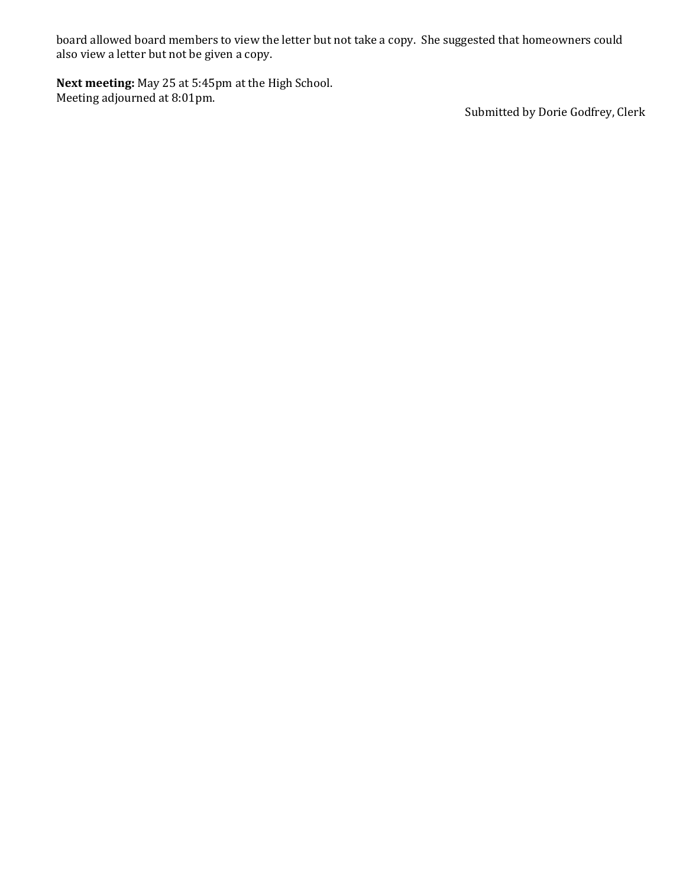board allowed board members to view the letter but not take a copy. She suggested that homeowners could also view a letter but not be given a copy.

**Next meeting:** May 25 at 5:45pm at the High School.
Meeting adjourned at 8:01pm.

Submitted by Dorie Godfrey, Clerk